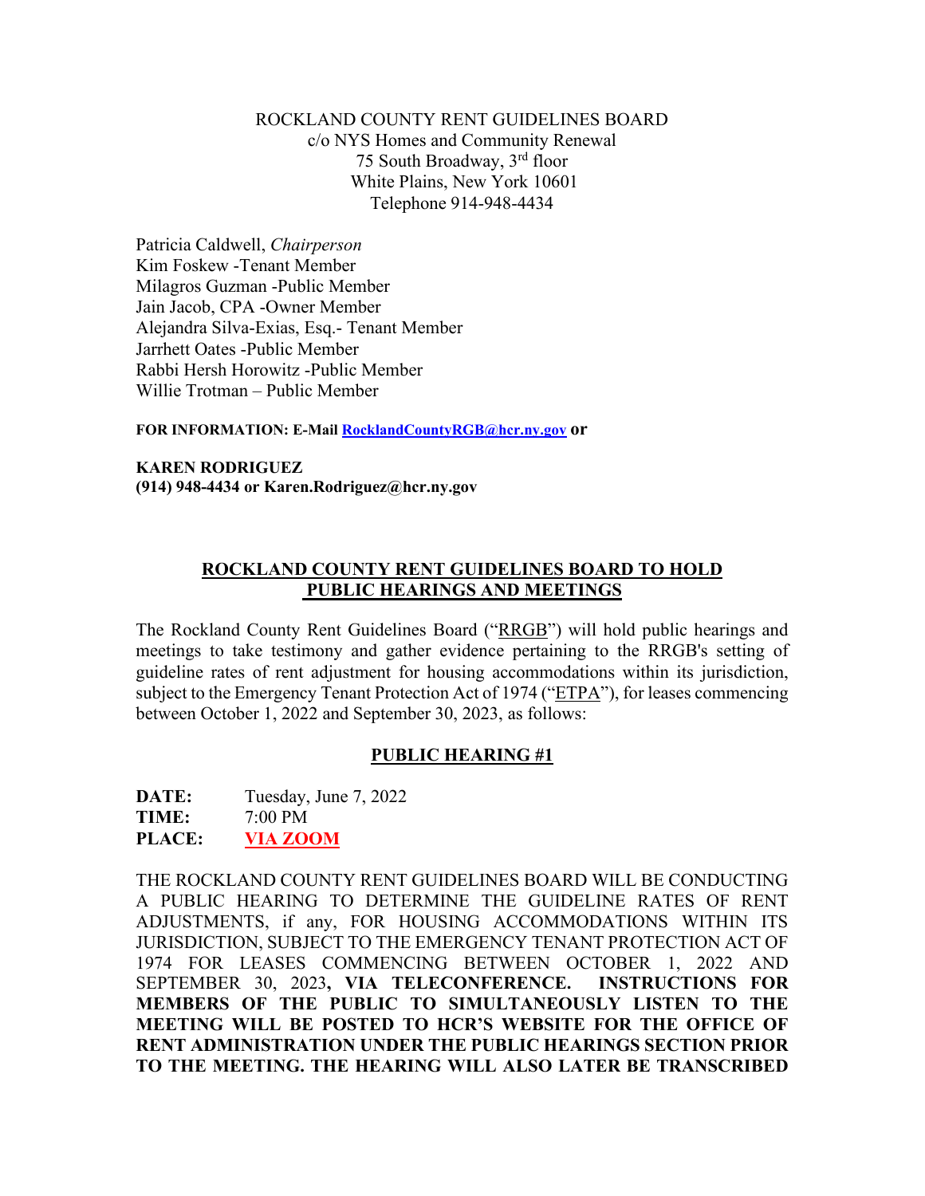ROCKLAND COUNTY RENT GUIDELINES BOARD
c/o NYS Homes and Community Renewal
75 South Broadway, 3rd floor
White Plains, New York 10601
Telephone 914-948-4434

Patricia Caldwell, *Chairperson*
Kim Foskew -Tenant Member
Milagros Guzman -Public Member
Jain Jacob, CPA -Owner Member
Alejandra Silva-Exias, Esq.- Tenant Member
Jarrhett Oates -Public Member
Rabbi Hersh Horowitz -Public Member
Willie Trotman – Public Member

**FOR INFORMATION: E-Mail RocklandCountyRGB@hcr.ny.gov or**

**KAREN RODRIGUEZ**
**(914) 948-4434 or Karen.Rodriguez@hcr.ny.gov**

## ROCKLAND COUNTY RENT GUIDELINES BOARD TO HOLD PUBLIC HEARINGS AND MEETINGS

The Rockland County Rent Guidelines Board ("RRGB") will hold public hearings and meetings to take testimony and gather evidence pertaining to the RRGB's setting of guideline rates of rent adjustment for housing accommodations within its jurisdiction, subject to the Emergency Tenant Protection Act of 1974 ("ETPA"), for leases commencing between October 1, 2022 and September 30, 2023, as follows:

### PUBLIC HEARING #1

**DATE:** Tuesday, June 7, 2022
**TIME:** 7:00 PM
**PLACE:** **VIA ZOOM**

THE ROCKLAND COUNTY RENT GUIDELINES BOARD WILL BE CONDUCTING A PUBLIC HEARING TO DETERMINE THE GUIDELINE RATES OF RENT ADJUSTMENTS, if any, FOR HOUSING ACCOMMODATIONS WITHIN ITS JURISDICTION, SUBJECT TO THE EMERGENCY TENANT PROTECTION ACT OF 1974 FOR LEASES COMMENCING BETWEEN OCTOBER 1, 2022 AND SEPTEMBER 30, 2023**, VIA TELECONFERENCE. INSTRUCTIONS FOR MEMBERS OF THE PUBLIC TO SIMULTANEOUSLY LISTEN TO THE MEETING WILL BE POSTED TO HCR'S WEBSITE FOR THE OFFICE OF RENT ADMINISTRATION UNDER THE PUBLIC HEARINGS SECTION PRIOR TO THE MEETING. THE HEARING WILL ALSO LATER BE TRANSCRIBED**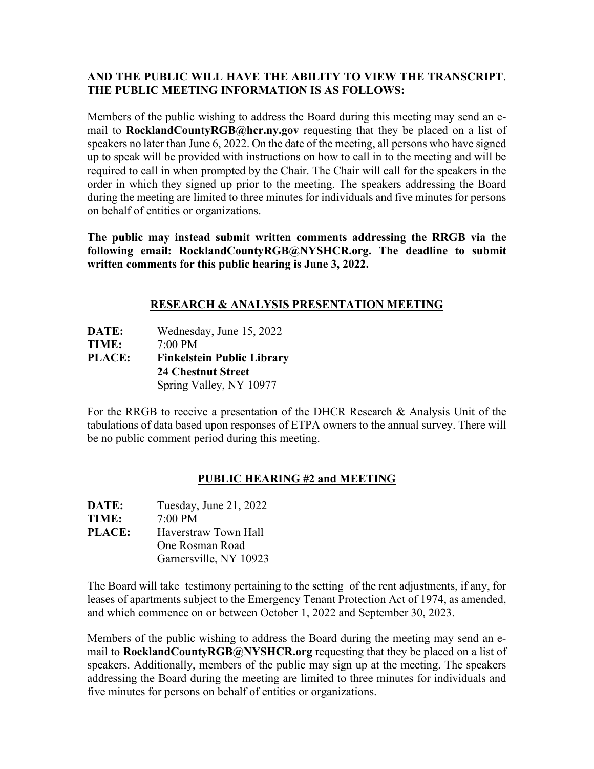**AND THE PUBLIC WILL HAVE THE ABILITY TO VIEW THE TRANSCRIPT. THE PUBLIC MEETING INFORMATION IS AS FOLLOWS:**

Members of the public wishing to address the Board during this meeting may send an e-mail to **RocklandCountyRGB@hcr.ny.gov** requesting that they be placed on a list of speakers no later than June 6, 2022. On the date of the meeting, all persons who have signed up to speak will be provided with instructions on how to call in to the meeting and will be required to call in when prompted by the Chair. The Chair will call for the speakers in the order in which they signed up prior to the meeting. The speakers addressing the Board during the meeting are limited to three minutes for individuals and five minutes for persons on behalf of entities or organizations.

**The public may instead submit written comments addressing the RRGB via the following email: RocklandCountyRGB@NYSHCR.org. The deadline to submit written comments for this public hearing is June 3, 2022.**

## RESEARCH & ANALYSIS PRESENTATION MEETING

**DATE:** Wednesday, June 15, 2022
**TIME:** 7:00 PM
**PLACE:** **Finkelstein Public Library**
**24 Chestnut Street**
Spring Valley, NY 10977

For the RRGB to receive a presentation of the DHCR Research & Analysis Unit of the tabulations of data based upon responses of ETPA owners to the annual survey. There will be no public comment period during this meeting.

## PUBLIC HEARING #2 and MEETING

**DATE:** Tuesday, June 21, 2022
**TIME:** 7:00 PM
**PLACE:** Haverstraw Town Hall
One Rosman Road
Garnersville, NY 10923

The Board will take testimony pertaining to the setting of the rent adjustments, if any, for leases of apartments subject to the Emergency Tenant Protection Act of 1974, as amended, and which commence on or between October 1, 2022 and September 30, 2023.

Members of the public wishing to address the Board during the meeting may send an e-mail to **RocklandCountyRGB@NYSHCR.org** requesting that they be placed on a list of speakers. Additionally, members of the public may sign up at the meeting. The speakers addressing the Board during the meeting are limited to three minutes for individuals and five minutes for persons on behalf of entities or organizations.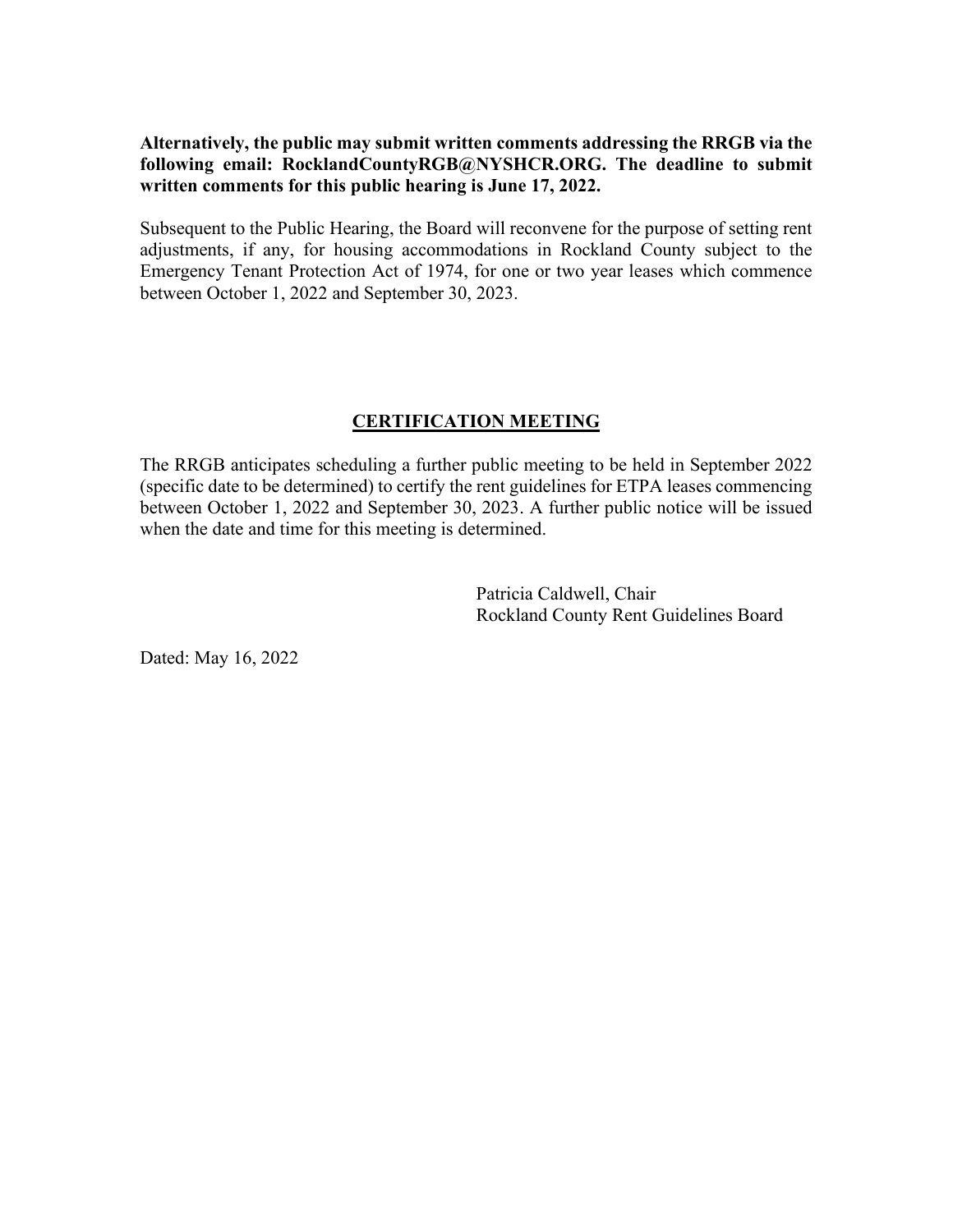**Alternatively, the public may submit written comments addressing the RRGB via the following email: RocklandCountyRGB@NYSHCR.ORG. The deadline to submit written comments for this public hearing is June 17, 2022.**

Subsequent to the Public Hearing, the Board will reconvene for the purpose of setting rent adjustments, if any, for housing accommodations in Rockland County subject to the Emergency Tenant Protection Act of 1974, for one or two year leases which commence between October 1, 2022 and September 30, 2023.

## CERTIFICATION MEETING

The RRGB anticipates scheduling a further public meeting to be held in September 2022 (specific date to be determined) to certify the rent guidelines for ETPA leases commencing between October 1, 2022 and September 30, 2023. A further public notice will be issued when the date and time for this meeting is determined.

Patricia Caldwell, Chair
Rockland County Rent Guidelines Board

Dated: May 16, 2022